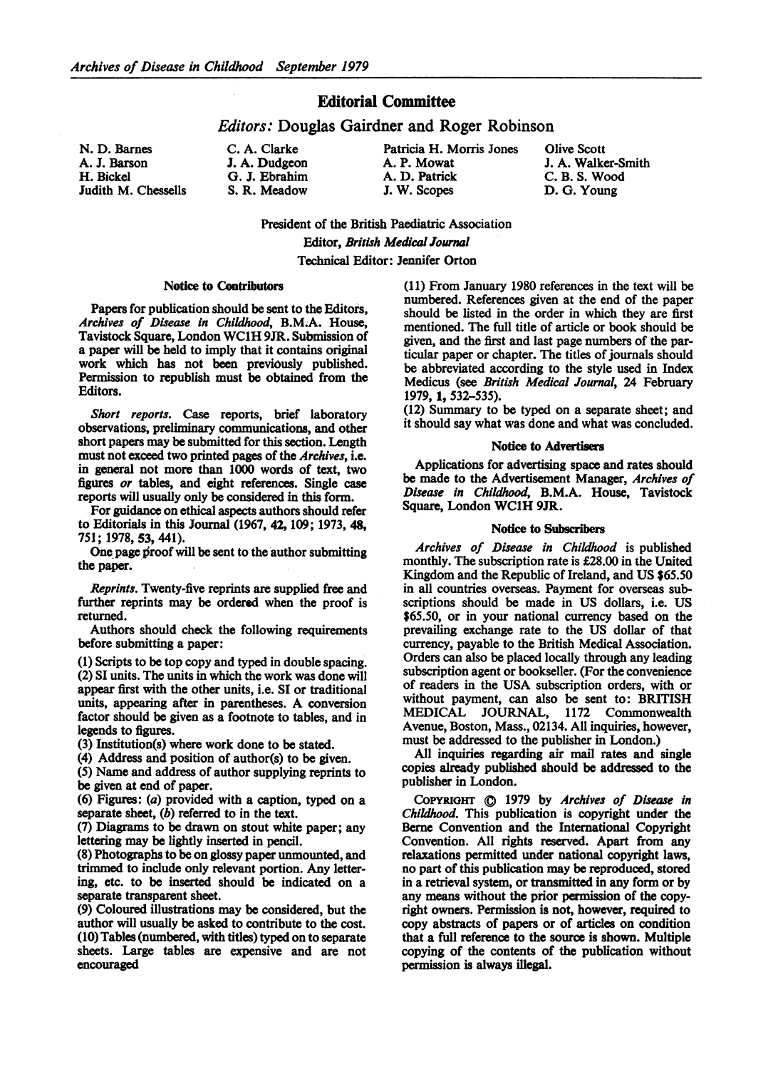## Editorial Committee

*Editors:* Douglas Gairdner and Roger Robinson

N. D. Barnes
A. J. Barson
H. Bickel
Judith M. Chessells
C. A. Clarke
J. A. Dudgeon
G. J. Ebrahim
S. R. Meadow
Patricia H. Morris Jones
A. P. Mowat
A. D. Patrick
J. W. Scopes
Olive Scott
J. A. Walker-Smith
C. B. S. Wood
D. G. Young

President of the British Paediatric Association
Editor, *British Medical Journal*
Technical Editor: Jennifer Orton

### Notice to Contributors

Papers for publication should be sent to the Editors, *Archives of Disease in Childhood*, B.M.A. House, Tavistock Square, London WC1H 9JR. Submission of a paper will be held to imply that it contains original work which has not been previously published. Permission to republish must be obtained from the Editors.

*Short reports.* Case reports, brief laboratory observations, preliminary communications, and other short papers may be submitted for this section. Length must not exceed two printed pages of the *Archives*, i.e. in general not more than 1000 words of text, two figures *or* tables, and eight references. Single case reports will usually only be considered in this form.

For guidance on ethical aspects authors should refer to Editorials in this Journal (1967, **42**, 109; 1973, **48**, 751; 1978, **53**, 441).

One page proof will be sent to the author submitting the paper.

*Reprints.* Twenty-five reprints are supplied free and further reprints may be ordered when the proof is returned.

Authors should check the following requirements before submitting a paper:

(1) Scripts to be top copy and typed in double spacing.
(2) SI units. The units in which the work was done will appear first with the other units, i.e. SI or traditional units, appearing after in parentheses. A conversion factor should be given as a footnote to tables, and in legends to figures.
(3) Institution(s) where work done to be stated.
(4) Address and position of author(s) to be given.
(5) Name and address of author supplying reprints to be given at end of paper.
(6) Figures: (*a*) provided with a caption, typed on a separate sheet, (*b*) referred to in the text.
(7) Diagrams to be drawn on stout white paper; any lettering may be lightly inserted in pencil.
(8) Photographs to be on glossy paper unmounted, and trimmed to include only relevant portion. Any lettering, etc. to be inserted should be indicated on a separate transparent sheet.
(9) Coloured illustrations may be considered, but the author will usually be asked to contribute to the cost.
(10) Tables (numbered, with titles) typed on to separate sheets. Large tables are expensive and are not encouraged
(11) From January 1980 references in the text will be numbered. References given at the end of the paper should be listed in the order in which they are first mentioned. The full title of article or book should be given, and the first and last page numbers of the particular paper or chapter. The titles of journals should be abbreviated according to the style used in Index Medicus (see *British Medical Journal*, 24 February 1979, **1**, 532–535).
(12) Summary to be typed on a separate sheet; and it should say what was done and what was concluded.

### Notice to Advertisers

Applications for advertising space and rates should be made to the Advertisement Manager, *Archives of Disease in Childhood*, B.M.A. House, Tavistock Square, London WC1H 9JR.

### Notice to Subscribers

*Archives of Disease in Childhood* is published monthly. The subscription rate is £28.00 in the United Kingdom and the Republic of Ireland, and US $65.50 in all countries overseas. Payment for overseas subscriptions should be made in US dollars, i.e. US $65.50, or in your national currency based on the prevailing exchange rate to the US dollar of that currency, payable to the British Medical Association. Orders can also be placed locally through any leading subscription agent or bookseller. (For the convenience of readers in the USA subscription orders, with or without payment, can also be sent to: BRITISH MEDICAL JOURNAL, 1172 Commonwealth Avenue, Boston, Mass., 02134. All inquiries, however, must be addressed to the publisher in London.)

All inquiries regarding air mail rates and single copies already published should be addressed to the publisher in London.

COPYRIGHT © 1979 by *Archives of Disease in Childhood.* This publication is copyright under the Berne Convention and the International Copyright Convention. All rights reserved. Apart from any relaxations permitted under national copyright laws, no part of this publication may be reproduced, stored in a retrieval system, or transmitted in any form or by any means without the prior permission of the copyright owners. Permission is not, however, required to copy abstracts of papers or of articles on condition that a full reference to the source is shown. Multiple copying of the contents of the publication without permission is always illegal.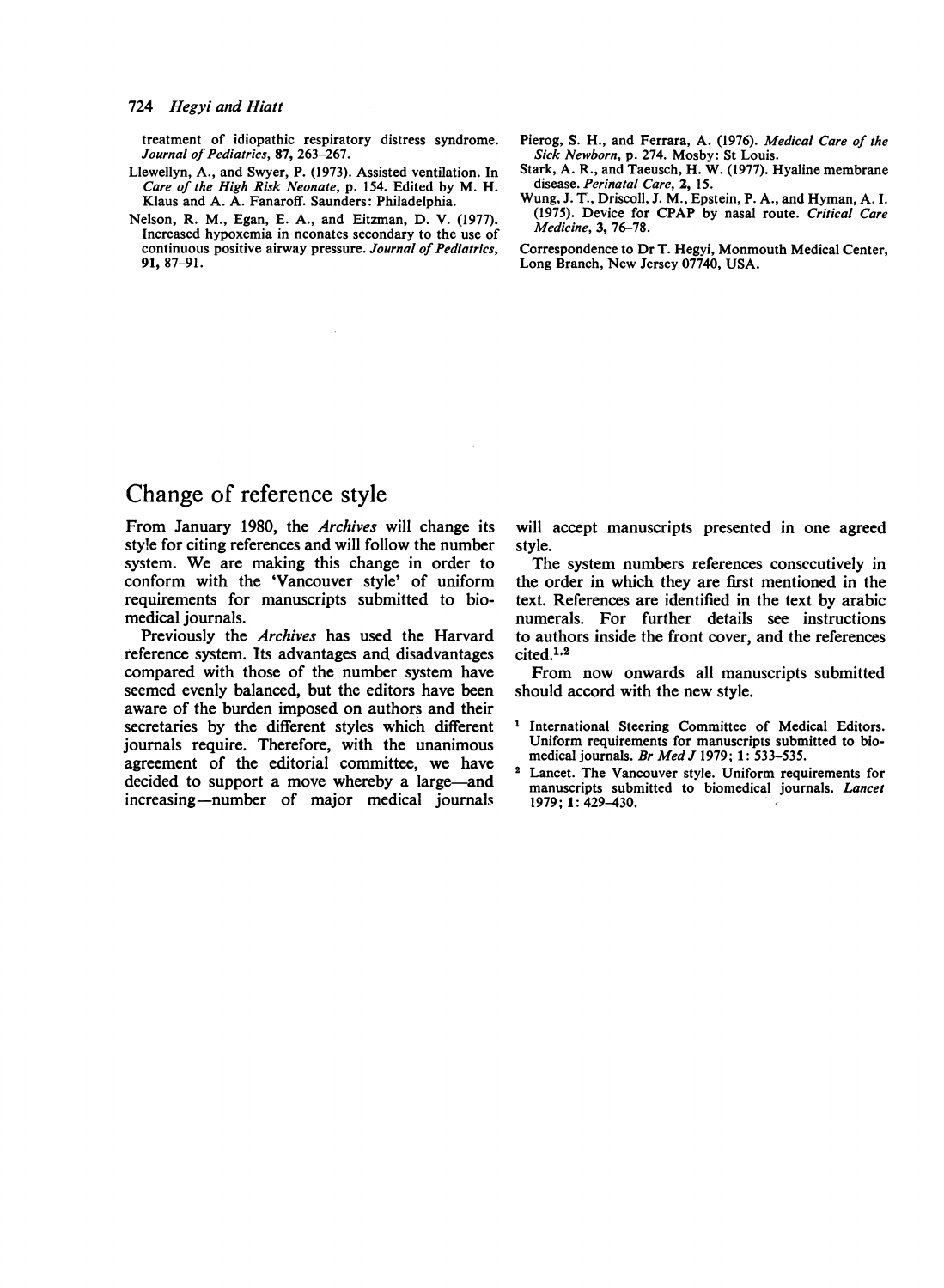treatment of idiopathic respiratory distress syndrome. *Journal of Pediatrics*, **87**, 263–267.

Llewellyn, A., and Swyer, P. (1973). Assisted ventilation. In *Care of the High Risk Neonate*, p. 154. Edited by M. H. Klaus and A. A. Fanaroff. Saunders: Philadelphia.

Nelson, R. M., Egan, E. A., and Eitzman, D. V. (1977). Increased hypoxemia in neonates secondary to the use of continuous positive airway pressure. *Journal of Pediatrics*, **91**, 87–91.

Pierog, S. H., and Ferrara, A. (1976). *Medical Care of the Sick Newborn*, p. 274. Mosby: St Louis.

Stark, A. R., and Taeusch, H. W. (1977). Hyaline membrane disease. *Perinatal Care*, **2**, 15.

Wung, J. T., Driscoll, J. M., Epstein, P. A., and Hyman, A. I. (1975). Device for CPAP by nasal route. *Critical Care Medicine*, **3**, 76–78.

Correspondence to Dr T. Hegyi, Monmouth Medical Center, Long Branch, New Jersey 07740, USA.

# Change of reference style

From January 1980, the *Archives* will change its style for citing references and will follow the number system. We are making this change in order to conform with the 'Vancouver style' of uniform requirements for manuscripts submitted to biomedical journals.

Previously the *Archives* has used the Harvard reference system. Its advantages and disadvantages compared with those of the number system have seemed evenly balanced, but the editors have been aware of the burden imposed on authors and their secretaries by the different styles which different journals require. Therefore, with the unanimous agreement of the editorial committee, we have decided to support a move whereby a large—and increasing—number of major medical journals will accept manuscripts presented in one agreed style.

The system numbers references consecutively in the order in which they are first mentioned in the text. References are identified in the text by arabic numerals. For further details see instructions to authors inside the front cover, and the references cited.[1,2]

From now onwards all manuscripts submitted should accord with the new style.

[1] International Steering Committee of Medical Editors. Uniform requirements for manuscripts submitted to biomedical journals. *Br Med J* 1979; **1**: 533–535.

[2] Lancet. The Vancouver style. Uniform requirements for manuscripts submitted to biomedical journals. *Lancet* 1979; **1**: 429–430.